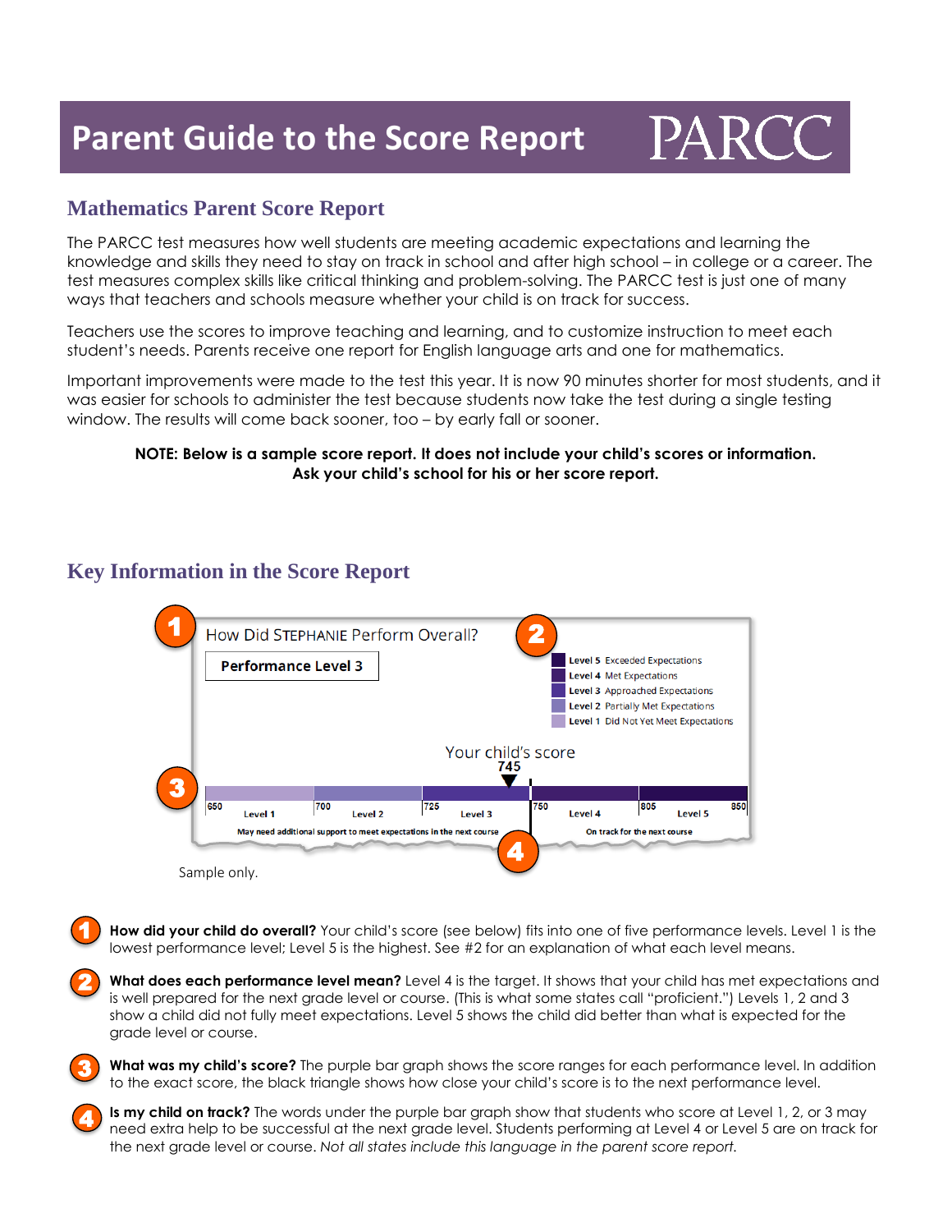# Parent Guide to the Score Report

PARCC

## Mathematics Parent Score Report

The PARCC test measures how well students are meeting academic expectations and learning the knowledge and skills they need to stay on track in school and after high school – in college or a career. The test measures complex skills like critical thinking and problem-solving. The PARCC test is just one of many ways that teachers and schools measure whether your child is on track for success.

Teachers use the scores to improve teaching and learning, and to customize instruction to meet each student's needs. Parents receive one report for English language arts and one for mathematics.

Important improvements were made to the test this year. It is now 90 minutes shorter for most students, and it was easier for schools to administer the test because students now take the test during a single testing window. The results will come back sooner, too – by early fall or sooner.

**NOTE: Below is a sample score report. It does not include your child's scores or information. Ask your child's school for his or her score report.**

## Key Information in the Score Report

1 How Did STEPHANIE Perform Overall?

**Performance Level 3**

2
- **Level 5** Exceeded Expectations
- **Level 4** Met Expectations
- **Level 3** Approached Expectations
- **Level 2** Partially Met Expectations
- **Level 1** Did Not Yet Meet Expectations

3 Your child's score **745**

| 650 Level 1 | 700 Level 2 | 725 Level 3 | 750 Level 4 | 805 Level 5 850 |
|---|---|---|---|---|

4 May need additional support to meet expectations in the next course | On track for the next course

Sample only.

1. **How did your child do overall?** Your child's score (see below) fits into one of five performance levels. Level 1 is the lowest performance level; Level 5 is the highest. See #2 for an explanation of what each level means.

2. **What does each performance level mean?** Level 4 is the target. It shows that your child has met expectations and is well prepared for the next grade level or course. (This is what some states call "proficient.") Levels 1, 2 and 3 show a child did not fully meet expectations. Level 5 shows the child did better than what is expected for the grade level or course.

3. **What was my child's score?** The purple bar graph shows the score ranges for each performance level. In addition to the exact score, the black triangle shows how close your child's score is to the next performance level.

4. **Is my child on track?** The words under the purple bar graph show that students who score at Level 1, 2, or 3 may need extra help to be successful at the next grade level. Students performing at Level 4 or Level 5 are on track for the next grade level or course. *Not all states include this language in the parent score report.*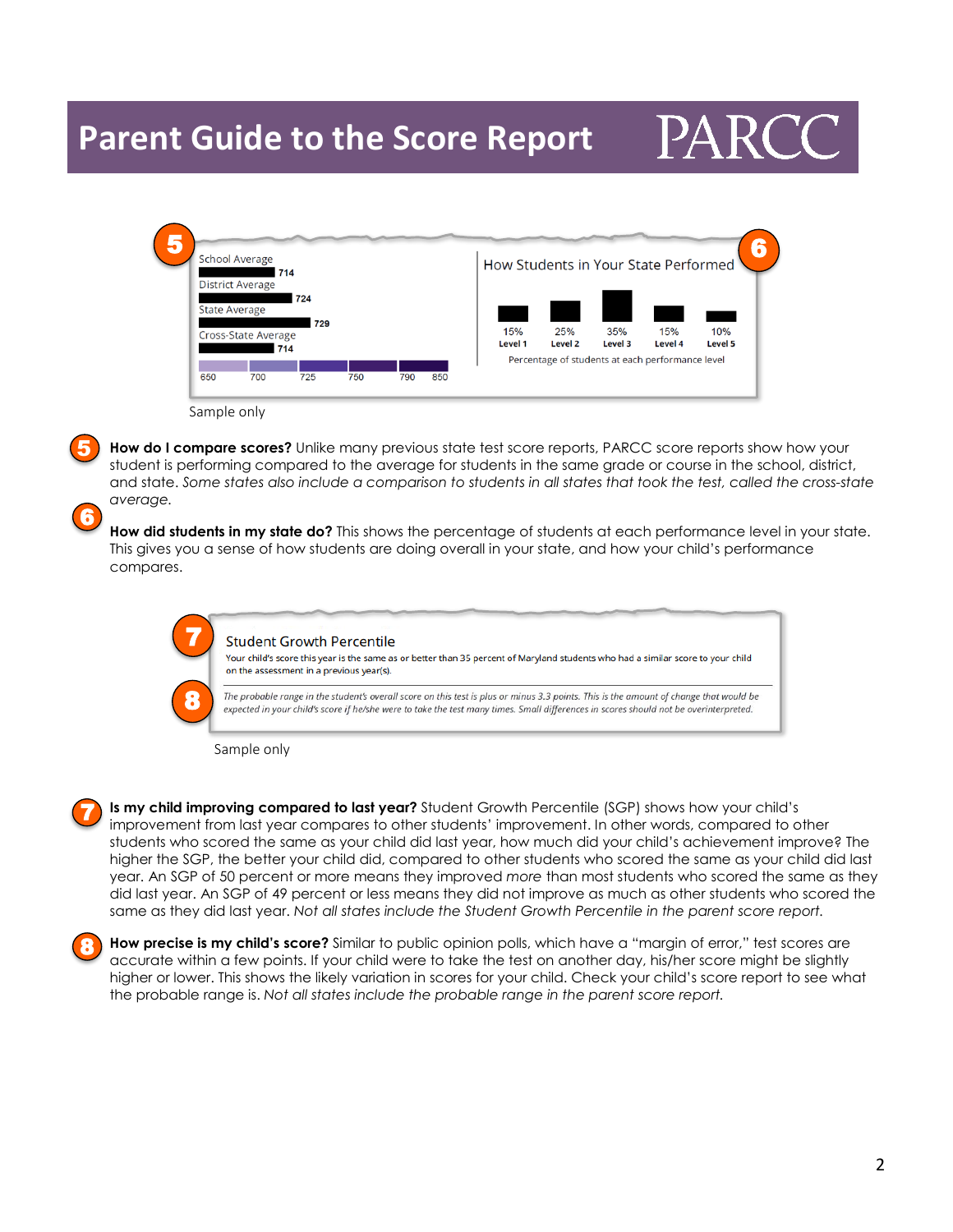# Parent Guide to the Score Report

PARCC

School Average
714
District Average
724
State Average
729
Cross-State Average
714

650 700 725 750 790 850

How Students in Your State Performed

| 15% | 25% | 35% | 15% | 10% |
|---|---|---|---|---|
| Level 1 | Level 2 | Level 3 | Level 4 | Level 5 |

Percentage of students at each performance level

Sample only

**5** **How do I compare scores?** Unlike many previous state test score reports, PARCC score reports show how your student is performing compared to the average for students in the same grade or course in the school, district, and state. *Some states also include a comparison to students in all states that took the test, called the cross-state average.*

**6** **How did students in my state do?** This shows the percentage of students at each performance level in your state. This gives you a sense of how students are doing overall in your state, and how your child's performance compares.

Student Growth Percentile

Your child's score this year is the same as or better than 35 percent of Maryland students who had a similar score to your child on the assessment in a previous year(s).

*The probable range in the student's overall score on this test is plus or minus 3.3 points. This is the amount of change that would be expected in your child's score if he/she were to take the test many times. Small differences in scores should not be overinterpreted.*

Sample only

**7** **Is my child improving compared to last year?** Student Growth Percentile (SGP) shows how your child's improvement from last year compares to other students' improvement. In other words, compared to other students who scored the same as your child did last year, how much did your child's achievement improve? The higher the SGP, the better your child did, compared to other students who scored the same as your child did last year. An SGP of 50 percent or more means they improved *more* than most students who scored the same as they did last year. An SGP of 49 percent or less means they did not improve as much as other students who scored the same as they did last year. *Not all states include the Student Growth Percentile in the parent score report.*

**8** **How precise is my child's score?** Similar to public opinion polls, which have a "margin of error," test scores are accurate within a few points. If your child were to take the test on another day, his/her score might be slightly higher or lower. This shows the likely variation in scores for your child. Check your child's score report to see what the probable range is. *Not all states include the probable range in the parent score report.*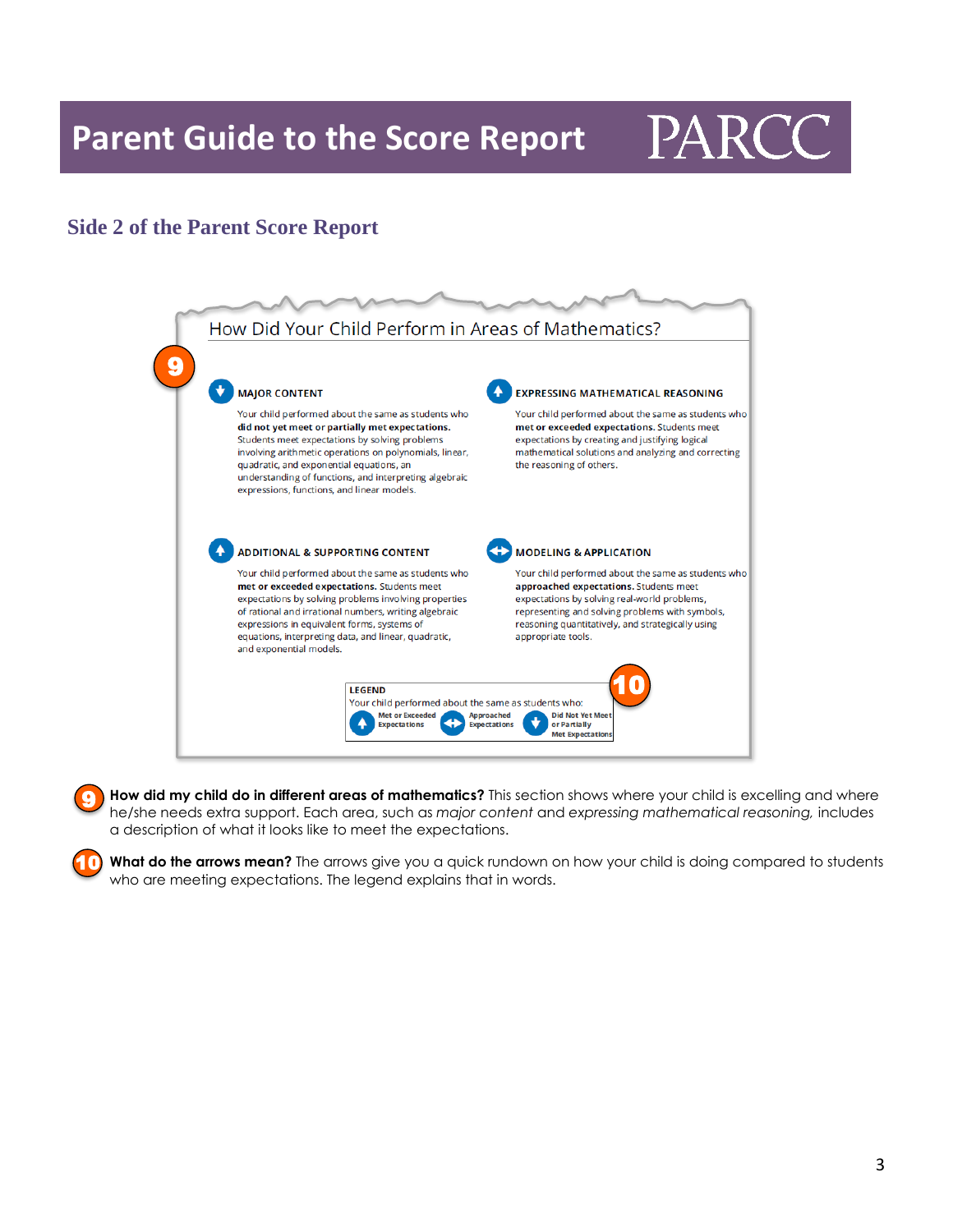# Parent Guide to the Score Report

PARCC

## Side 2 of the Parent Score Report

### How Did Your Child Perform in Areas of Mathematics?

**9**

**MAJOR CONTENT**

Your child performed about the same as students who **did not yet meet or partially met expectations.** Students meet expectations by solving problems involving arithmetic operations on polynomials, linear, quadratic, and exponential equations, an understanding of functions, and interpreting algebraic expressions, functions, and linear models.

**EXPRESSING MATHEMATICAL REASONING**

Your child performed about the same as students who **met or exceeded expectations.** Students meet expectations by creating and justifying logical mathematical solutions and analyzing and correcting the reasoning of others.

**ADDITIONAL & SUPPORTING CONTENT**

Your child performed about the same as students who **met or exceeded expectations.** Students meet expectations by solving problems involving properties of rational and irrational numbers, writing algebraic expressions in equivalent forms, systems of equations, interpreting data, and linear, quadratic, and exponential models.

**MODELING & APPLICATION**

Your child performed about the same as students who **approached expectations.** Students meet expectations by solving real-world problems, representing and solving problems with symbols, reasoning quantitatively, and strategically using appropriate tools.

**10**

**LEGEND**

Your child performed about the same as students who:

- Met or Exceeded Expectations
- Approached Expectations
- Did Not Yet Meet or Partially Met Expectations

**9** **How did my child do in different areas of mathematics?** This section shows where your child is excelling and where he/she needs extra support. Each area, such as *major content* and *expressing mathematical reasoning,* includes a description of what it looks like to meet the expectations.

**10** **What do the arrows mean?** The arrows give you a quick rundown on how your child is doing compared to students who are meeting expectations. The legend explains that in words.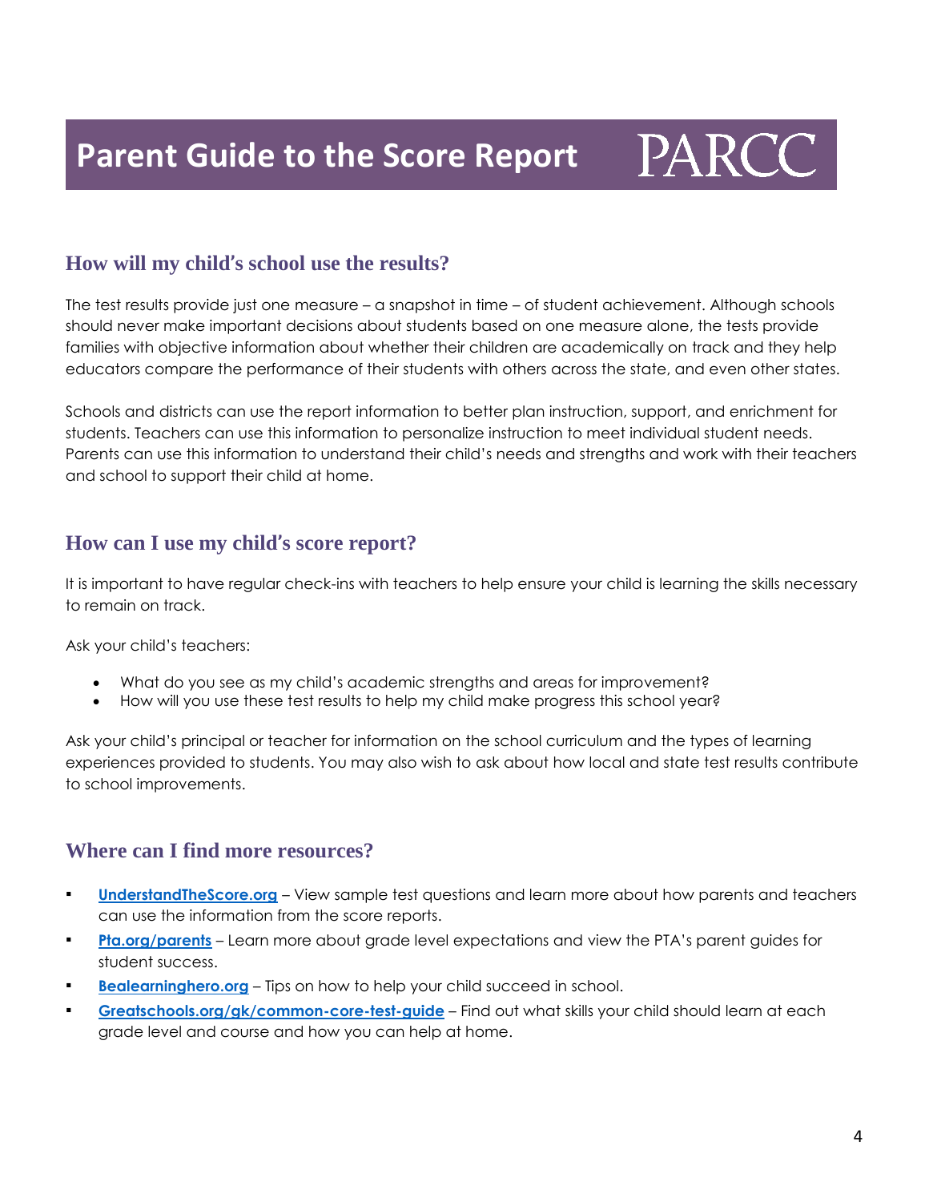# Parent Guide to the Score Report PARCC

## How will my child's school use the results?

The test results provide just one measure – a snapshot in time – of student achievement. Although schools should never make important decisions about students based on one measure alone, the tests provide families with objective information about whether their children are academically on track and they help educators compare the performance of their students with others across the state, and even other states.

Schools and districts can use the report information to better plan instruction, support, and enrichment for students. Teachers can use this information to personalize instruction to meet individual student needs. Parents can use this information to understand their child's needs and strengths and work with their teachers and school to support their child at home.

## How can I use my child's score report?

It is important to have regular check-ins with teachers to help ensure your child is learning the skills necessary to remain on track.

Ask your child's teachers:

- What do you see as my child's academic strengths and areas for improvement?
- How will you use these test results to help my child make progress this school year?

Ask your child's principal or teacher for information on the school curriculum and the types of learning experiences provided to students. You may also wish to ask about how local and state test results contribute to school improvements.

## Where can I find more resources?

- **UnderstandTheScore.org** – View sample test questions and learn more about how parents and teachers can use the information from the score reports.
- **Pta.org/parents** – Learn more about grade level expectations and view the PTA's parent guides for student success.
- **Bealearninghero.org** – Tips on how to help your child succeed in school.
- **Greatschools.org/gk/common-core-test-guide** – Find out what skills your child should learn at each grade level and course and how you can help at home.